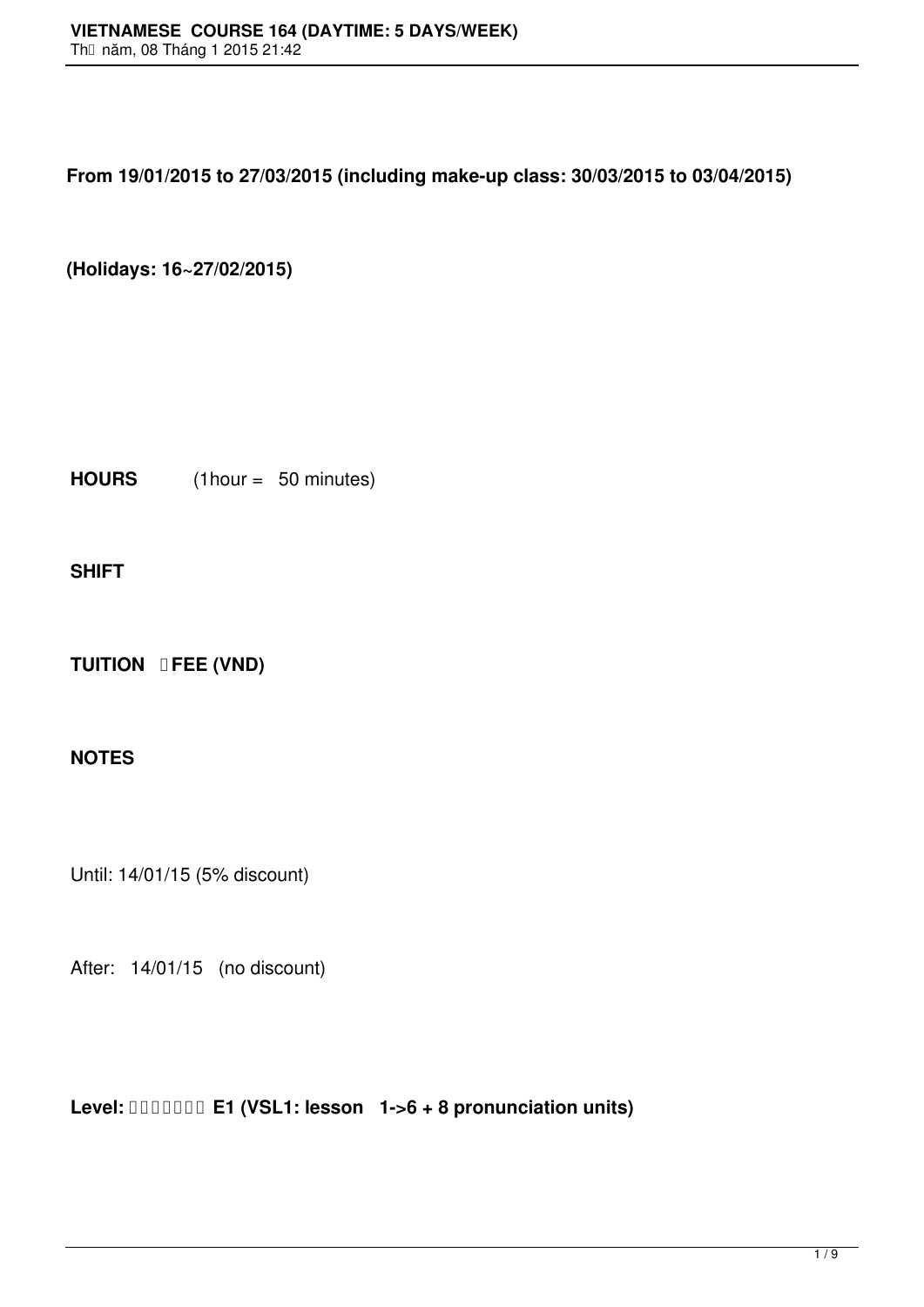**From 19/01/2015 to 27/03/2015 (including make-up class: 30/03/2015 to 03/04/2015)**

**(Holidays: 16~27/02/2015)**

**HOURS** (1hour = 50 minutes)

**SHIFT**

**TUITION FEE (VND)**

**NOTES**

Until: 14/01/15 (5% discount)

After: 14/01/15 (no discount)

**Level: E1 (VSL1: lesson 1->6 + 8 pronunciation units)**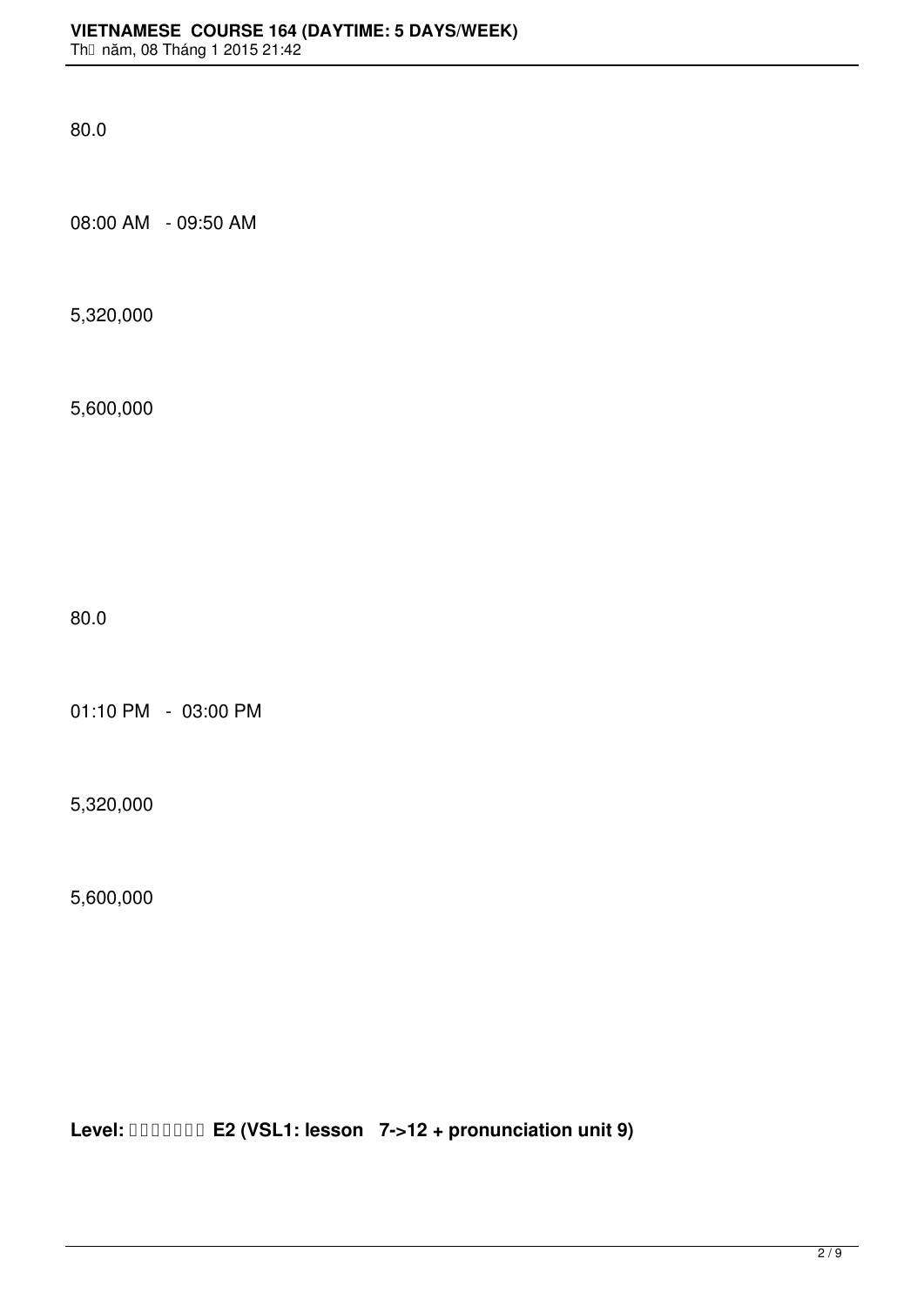80.0

08:00 AM - 09:50 AM

5,320,000

5,600,000

80.0

01:10 PM - 03:00 PM

5,320,000

5,600,000

**Level: □□□□□□□ E2 (VSL1: lesson 7->12 + pronunciation unit 9)**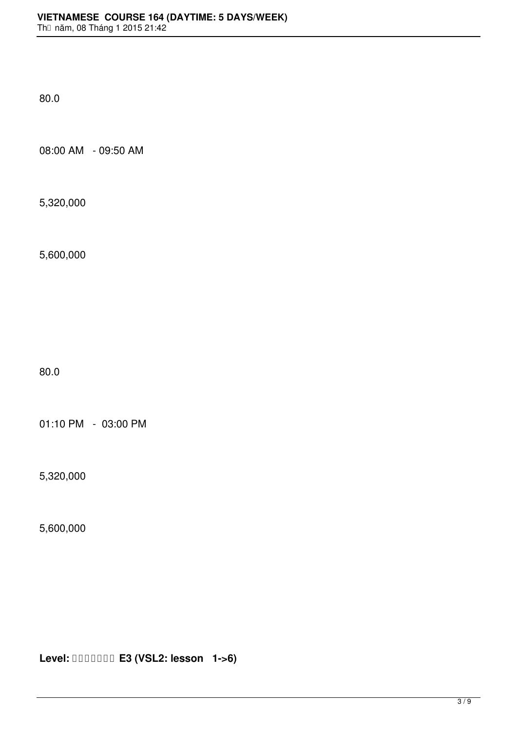80.0

08:00 AM   - 09:50 AM

5,320,000

5,600,000

80.0

01:10 PM   -  03:00 PM

5,320,000

5,600,000

**Level: □□□□□□□ E3 (VSL2: lesson   1->6)**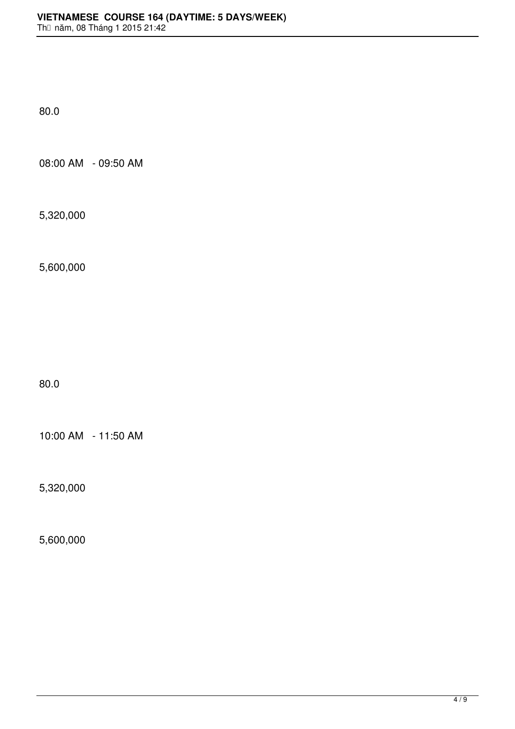80.0

08:00 AM   - 09:50 AM

5,320,000

5,600,000

80.0

10:00 AM   - 11:50 AM

5,320,000

5,600,000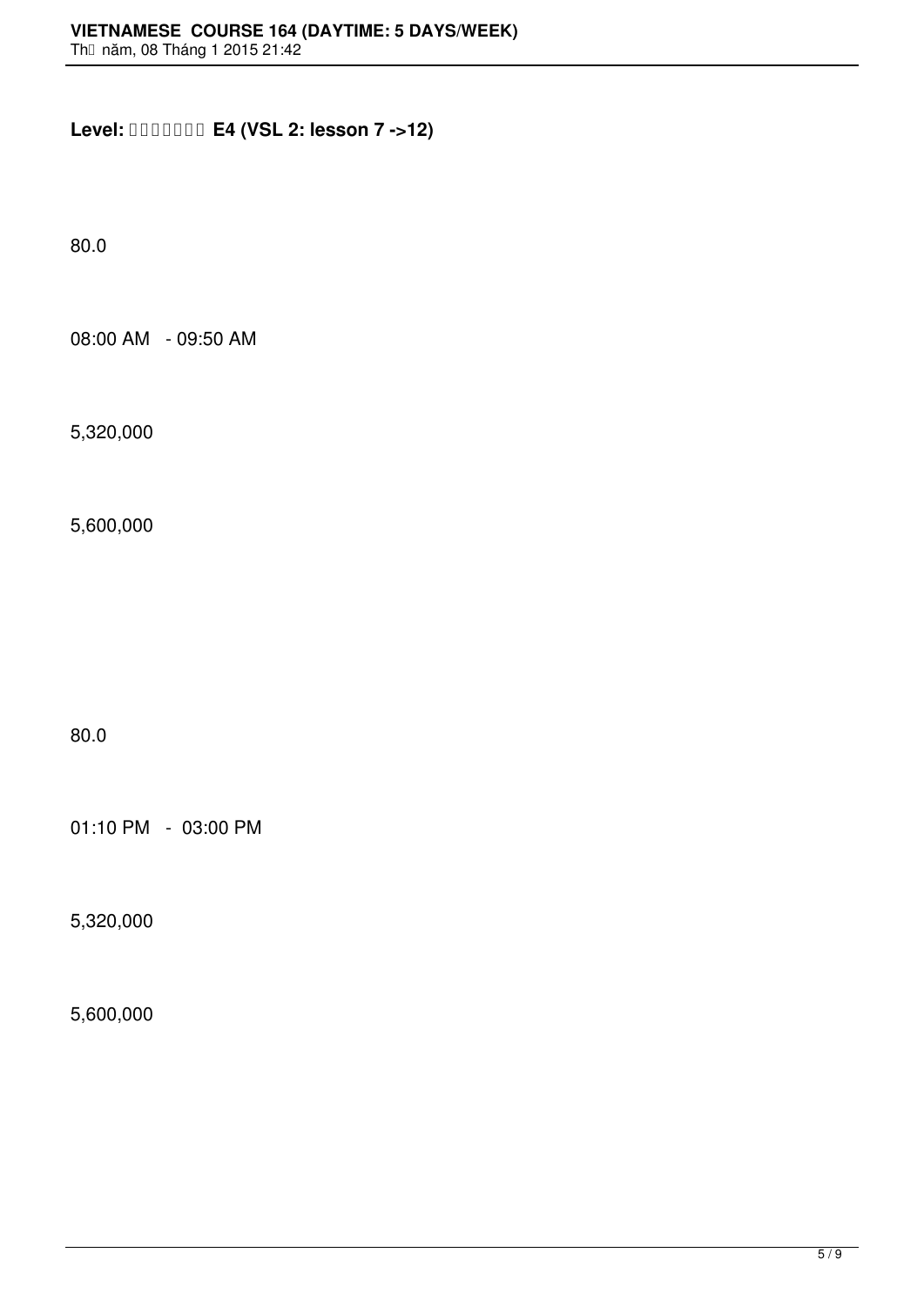**Level: □□□□□□□ E4 (VSL 2: lesson 7 ->12)**

80.0

08:00 AM - 09:50 AM

5,320,000

5,600,000

80.0

01:10 PM - 03:00 PM

5,320,000

5,600,000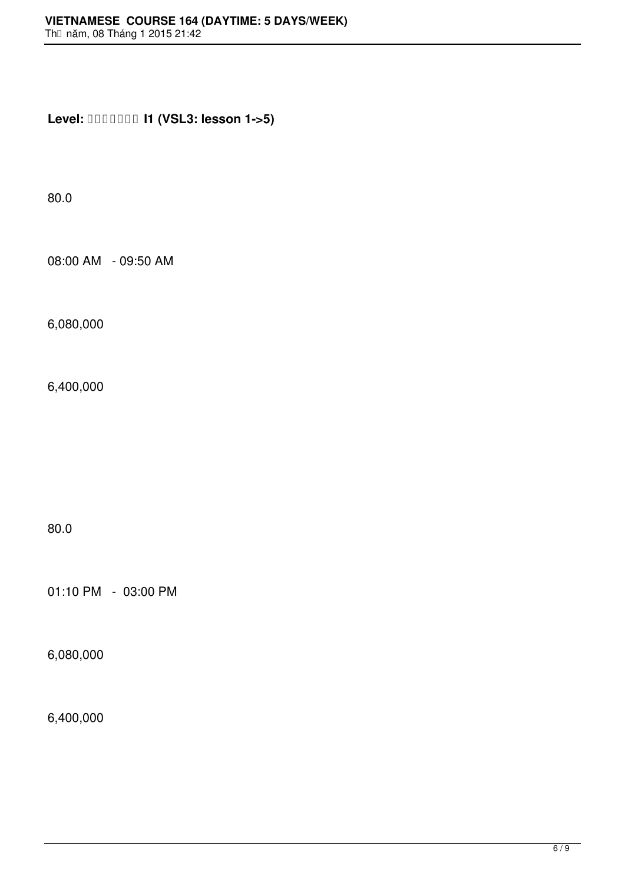**Level: □□□□□□□ I1 (VSL3: lesson 1->5)**

80.0

08:00 AM - 09:50 AM

6,080,000

6,400,000

80.0

01:10 PM - 03:00 PM

6,080,000

6,400,000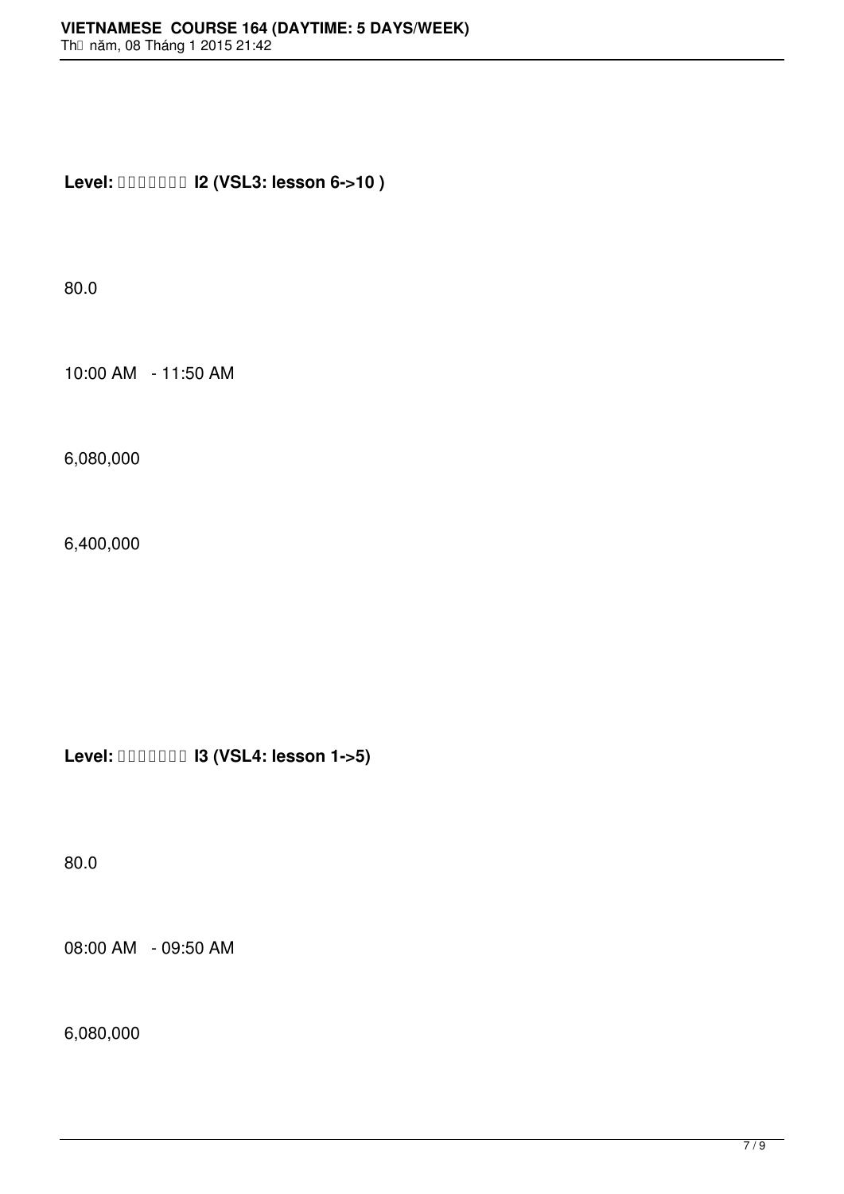**Level: □□□□□□□ I2 (VSL3: lesson 6->10 )**

80.0

10:00 AM - 11:50 AM

6,080,000

6,400,000

**Level: □□□□□□□ I3 (VSL4: lesson 1->5)**

80.0

08:00 AM - 09:50 AM

6,080,000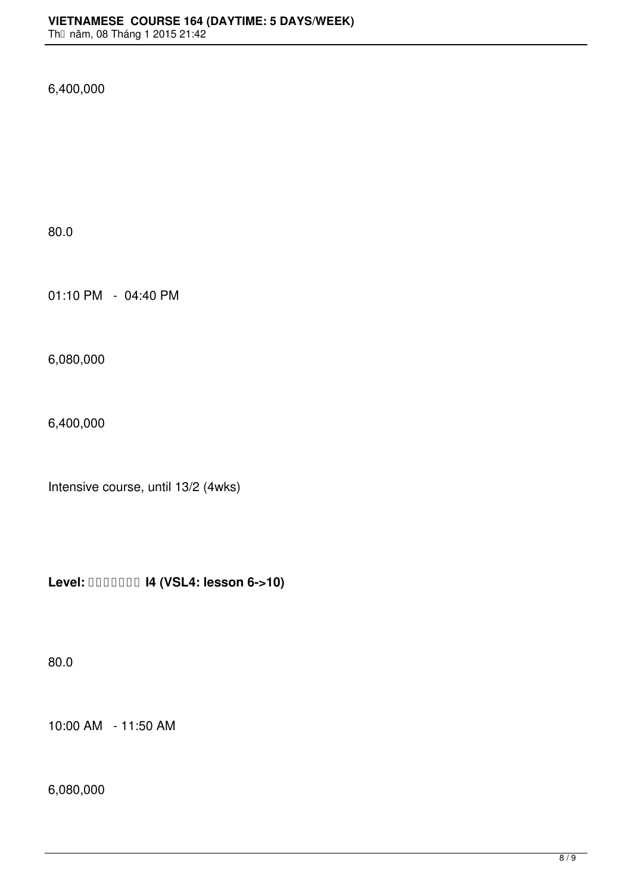6,400,000

80.0

01:10 PM - 04:40 PM

6,080,000

6,400,000

Intensive course, until 13/2 (4wks)

**Level: I4 (VSL4: lesson 6->10)**

80.0

10:00 AM - 11:50 AM

6,080,000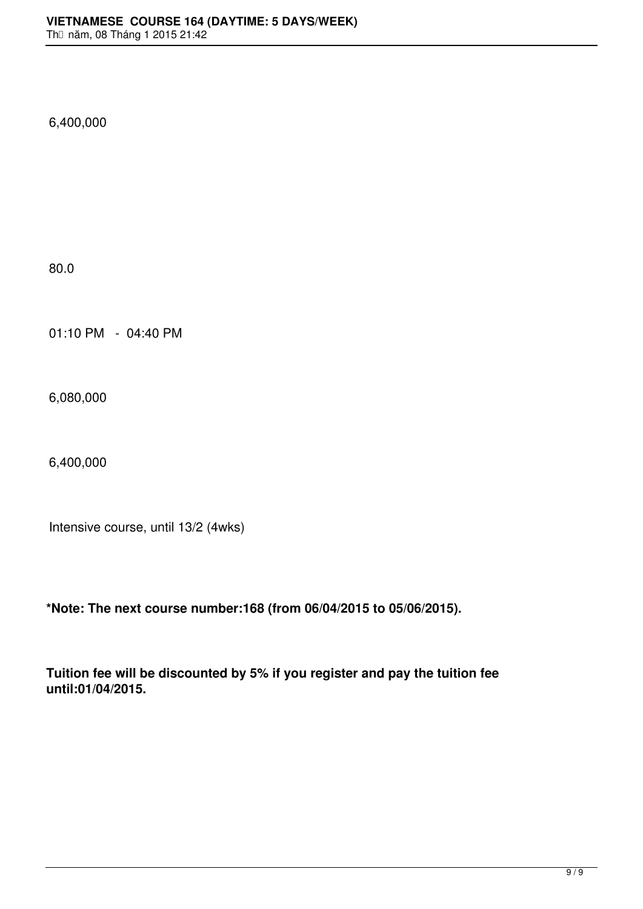6,400,000

80.0

01:10 PM - 04:40 PM

6,080,000

6,400,000

Intensive course, until 13/2 (4wks)

**\*Note: The next course number:168 (from 06/04/2015 to 05/06/2015).**

**Tuition fee will be discounted by 5% if you register and pay the tuition fee until:01/04/2015.**